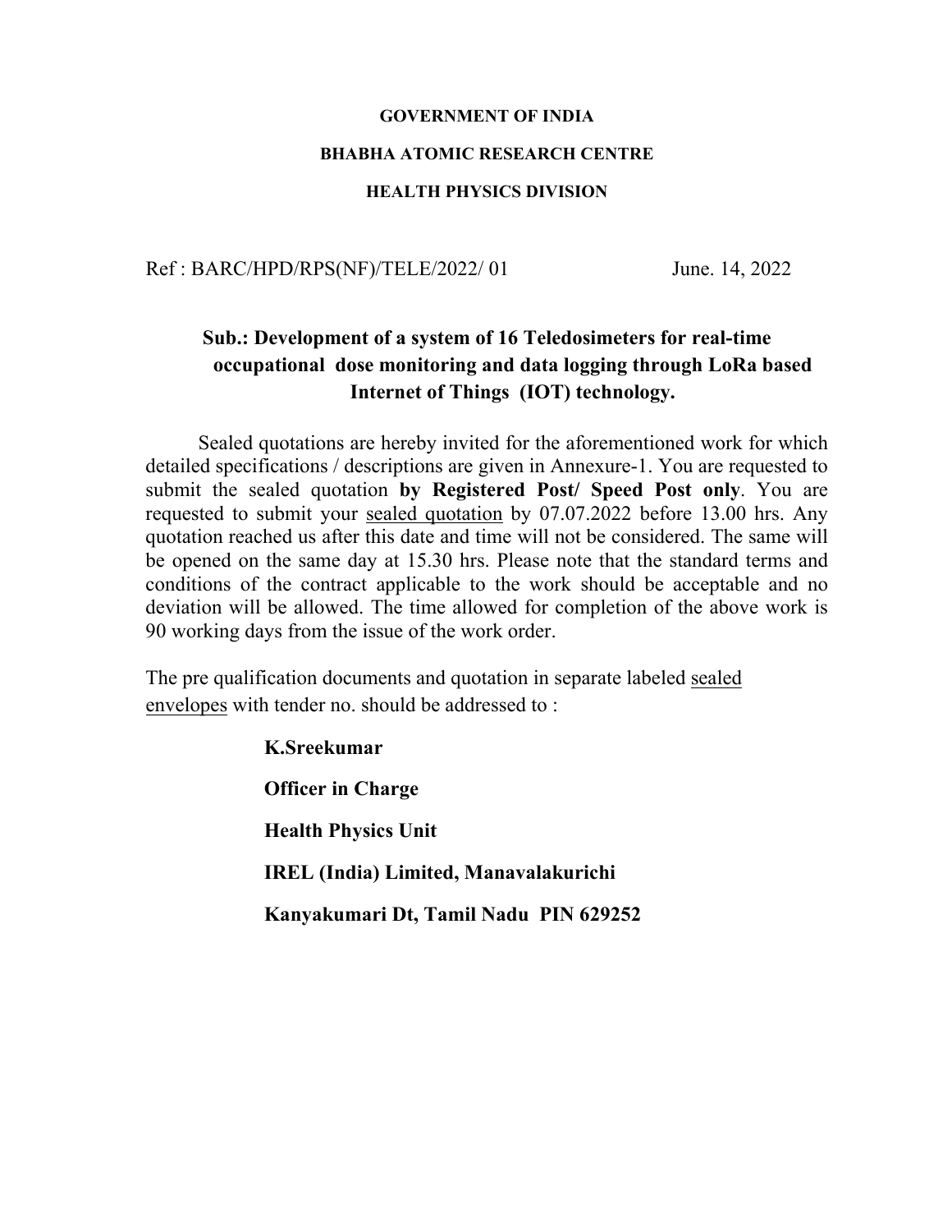**GOVERNMENT OF INDIA**

**BHABHA ATOMIC RESEARCH CENTRE**

**HEALTH PHYSICS DIVISION**

Ref : BARC/HPD/RPS(NF)/TELE/2022/ 01 June. 14, 2022

**Sub.: Development of a system of 16 Teledosimeters for real-time occupational dose monitoring and data logging through LoRa based Internet of Things (IOT) technology.**

Sealed quotations are hereby invited for the aforementioned work for which detailed specifications / descriptions are given in Annexure-1. You are requested to submit the sealed quotation **by Registered Post/ Speed Post only**. You are requested to submit your sealed quotation by 07.07.2022 before 13.00 hrs. Any quotation reached us after this date and time will not be considered. The same will be opened on the same day at 15.30 hrs. Please note that the standard terms and conditions of the contract applicable to the work should be acceptable and no deviation will be allowed. The time allowed for completion of the above work is 90 working days from the issue of the work order.

The pre qualification documents and quotation in separate labeled sealed envelopes with tender no. should be addressed to :

**K.Sreekumar**

**Officer in Charge**

**Health Physics Unit**

**IREL (India) Limited, Manavalakurichi**

**Kanyakumari Dt, Tamil Nadu PIN 629252**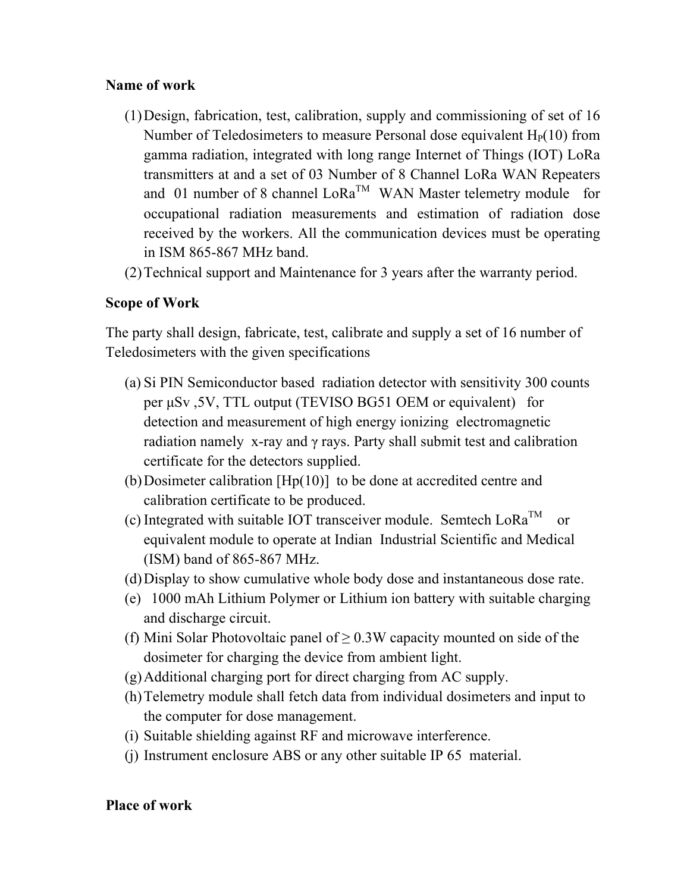**Name of work**

(1) Design, fabrication, test, calibration, supply and commissioning of set of 16 Number of Teledosimeters to measure Personal dose equivalent $H_P(10)$ from gamma radiation, integrated with long range Internet of Things (IOT) LoRa transmitters at and a set of 03 Number of 8 Channel LoRa WAN Repeaters and 01 number of 8 channel LoRa™ WAN Master telemetry module for occupational radiation measurements and estimation of radiation dose received by the workers. All the communication devices must be operating in ISM 865-867 MHz band.

(2) Technical support and Maintenance for 3 years after the warranty period.

**Scope of Work**

The party shall design, fabricate, test, calibrate and supply a set of 16 number of Teledosimeters with the given specifications

(a) Si PIN Semiconductor based radiation detector with sensitivity 300 counts per μSv ,5V, TTL output (TEVISO BG51 OEM or equivalent) for detection and measurement of high energy ionizing electromagnetic radiation namely x-ray and $\gamma$ rays. Party shall submit test and calibration certificate for the detectors supplied.

(b) Dosimeter calibration [Hp(10)] to be done at accredited centre and calibration certificate to be produced.

(c) Integrated with suitable IOT transceiver module. Semtech LoRa™ or equivalent module to operate at Indian Industrial Scientific and Medical (ISM) band of 865-867 MHz.

(d) Display to show cumulative whole body dose and instantaneous dose rate.

(e) 1000 mAh Lithium Polymer or Lithium ion battery with suitable charging and discharge circuit.

(f) Mini Solar Photovoltaic panel of $\geq$ 0.3W capacity mounted on side of the dosimeter for charging the device from ambient light.

(g) Additional charging port for direct charging from AC supply.

(h) Telemetry module shall fetch data from individual dosimeters and input to the computer for dose management.

(i) Suitable shielding against RF and microwave interference.

(j) Instrument enclosure ABS or any other suitable IP 65 material.

**Place of work**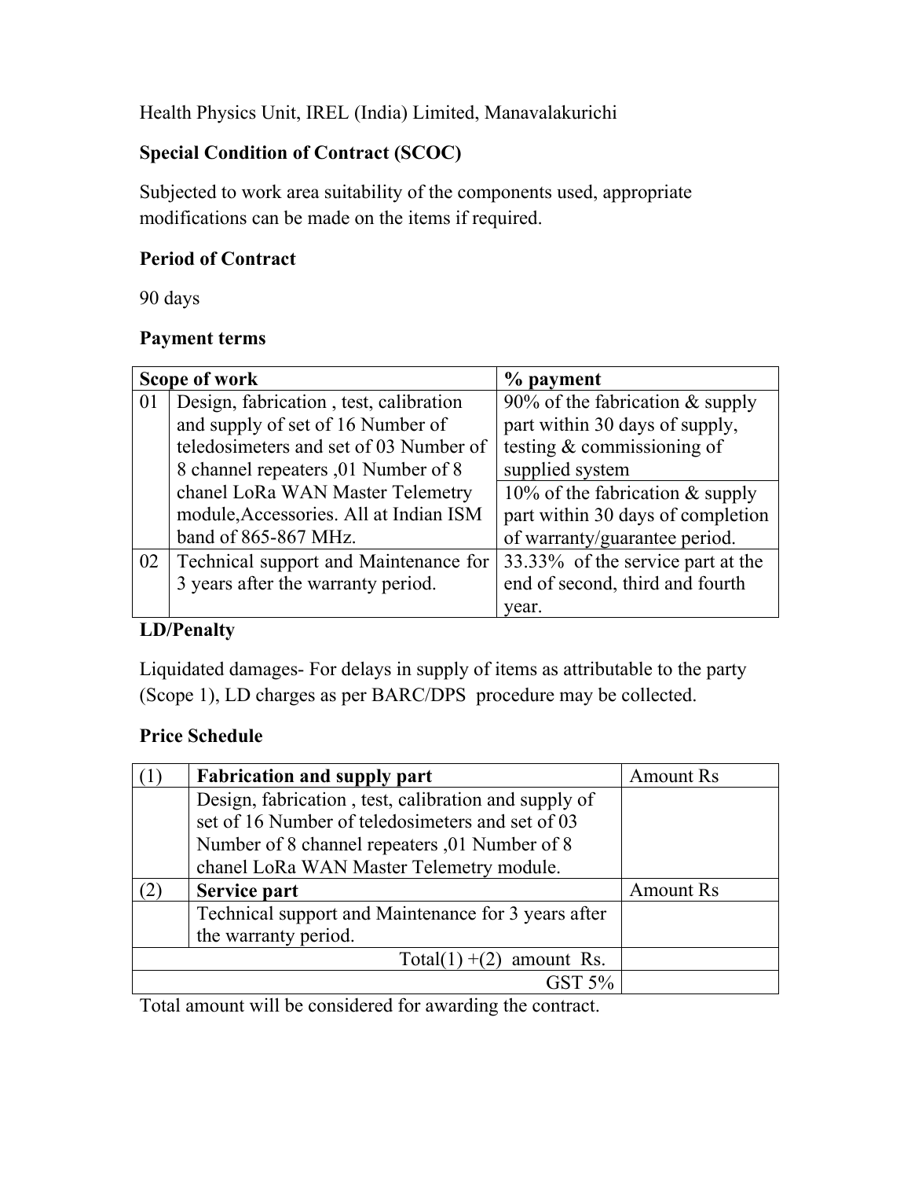Health Physics Unit, IREL (India) Limited, Manavalakurichi

**Special Condition of Contract (SCOC)**

Subjected to work area suitability of the components used, appropriate modifications can be made on the items if required.

**Period of Contract**

90 days

**Payment terms**

| Scope of work | | % payment |
|---|---|---|
| 01 | Design, fabrication , test, calibration and supply of set of 16 Number of teledosimeters and set of 03 Number of 8 channel repeaters ,01 Number of 8 chanel LoRa WAN Master Telemetry module,Accessories. All at Indian ISM band of 865-867 MHz. | 90% of the fabrication & supply part within 30 days of supply, testing & commissioning of supplied system |
| | | 10% of the fabrication & supply part within 30 days of completion of warranty/guarantee period. |
| 02 | Technical support and Maintenance for 3 years after the warranty period. | 33.33% of the service part at the end of second, third and fourth year. |

**LD/Penalty**

Liquidated damages- For delays in supply of items as attributable to the party (Scope 1), LD charges as per BARC/DPS procedure may be collected.

**Price Schedule**

| (1) | **Fabrication and supply part** | Amount Rs |
|---|---|---|
| | Design, fabrication , test, calibration and supply of set of 16 Number of teledosimeters and set of 03 Number of 8 channel repeaters ,01 Number of 8 chanel LoRa WAN Master Telemetry module. | |
| (2) | **Service part** | Amount Rs |
| | Technical support and Maintenance for 3 years after the warranty period. | |
| | Total(1) +(2) amount Rs. | |
| | GST 5% | |

Total amount will be considered for awarding the contract.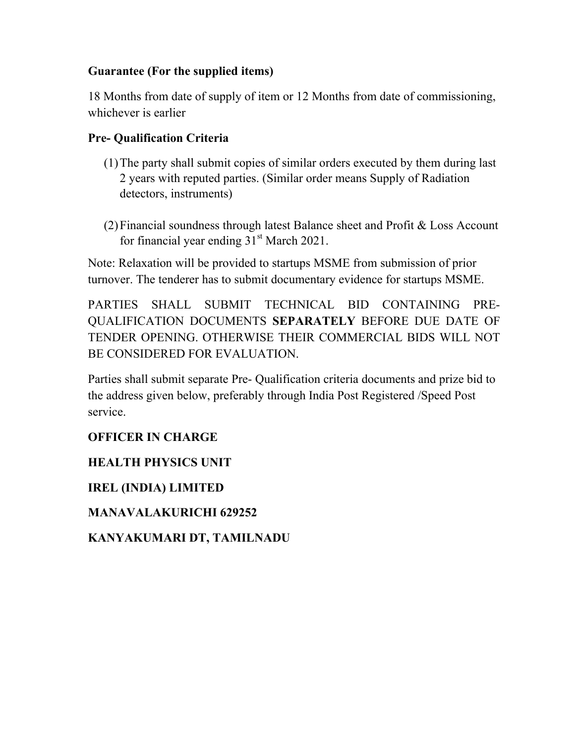**Guarantee (For the supplied items)**

18 Months from date of supply of item or 12 Months from date of commissioning, whichever is earlier

**Pre- Qualification Criteria**

(1) The party shall submit copies of similar orders executed by them during last 2 years with reputed parties. (Similar order means Supply of Radiation detectors, instruments)

(2) Financial soundness through latest Balance sheet and Profit & Loss Account for financial year ending 31st March 2021.

Note: Relaxation will be provided to startups MSME from submission of prior turnover. The tenderer has to submit documentary evidence for startups MSME.

PARTIES SHALL SUBMIT TECHNICAL BID CONTAINING PRE-QUALIFICATION DOCUMENTS **SEPARATELY** BEFORE DUE DATE OF TENDER OPENING. OTHERWISE THEIR COMMERCIAL BIDS WILL NOT BE CONSIDERED FOR EVALUATION.

Parties shall submit separate Pre- Qualification criteria documents and prize bid to the address given below, preferably through India Post Registered /Speed Post service.

**OFFICER IN CHARGE**

**HEALTH PHYSICS UNIT**

**IREL (INDIA) LIMITED**

**MANAVALAKURICHI 629252**

**KANYAKUMARI DT, TAMILNADU**